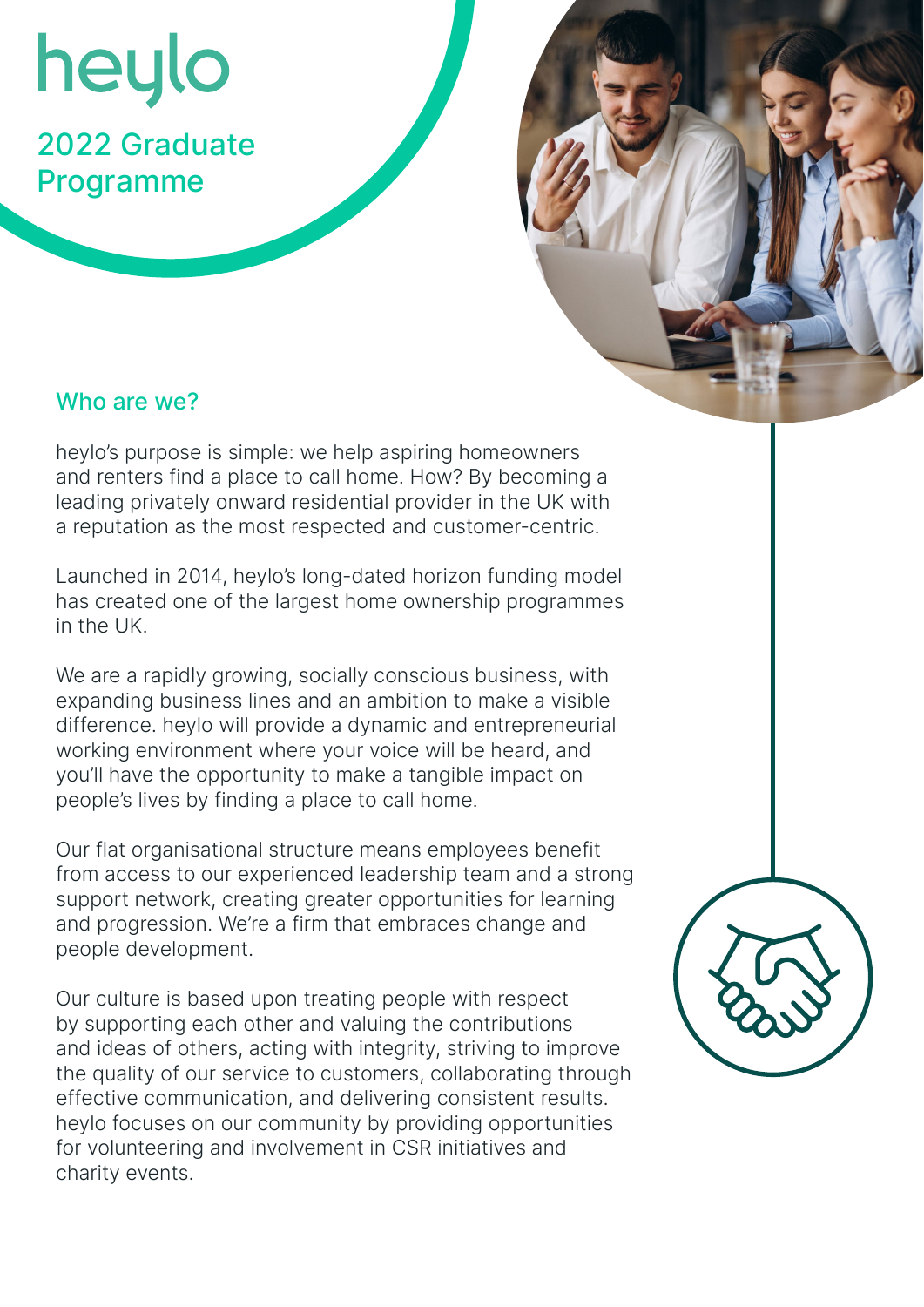# heylo

## 2022 Graduate Programme

### Who are we?

heylo's purpose is simple: we help aspiring homeowners and renters find a place to call home. How? By becoming a leading privately onward residential provider in the UK with a reputation as the most respected and customer-centric.

Launched in 2014, heylo's long-dated horizon funding model has created one of the largest home ownership programmes in the UK.

We are a rapidly growing, socially conscious business, with expanding business lines and an ambition to make a visible difference. heylo will provide a dynamic and entrepreneurial working environment where your voice will be heard, and you'll have the opportunity to make a tangible impact on people's lives by finding a place to call home.

Our flat organisational structure means employees benefit from access to our experienced leadership team and a strong support network, creating greater opportunities for learning and progression. We're a firm that embraces change and people development.

Our culture is based upon treating people with respect by supporting each other and valuing the contributions and ideas of others, acting with integrity, striving to improve the quality of our service to customers, collaborating through effective communication, and delivering consistent results. heylo focuses on our community by providing opportunities for volunteering and involvement in CSR initiatives and charity events.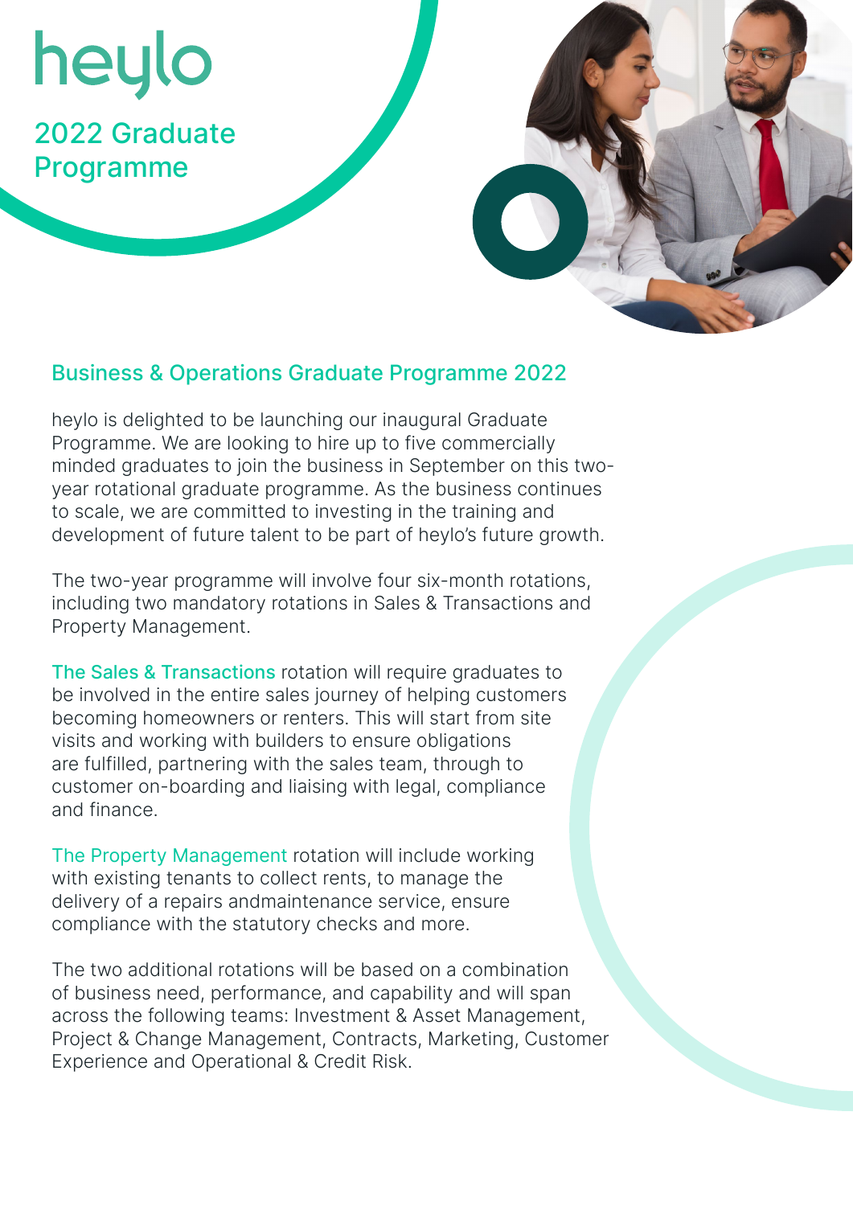heylo

# 2022 Graduate Programme

## Business & Operations Graduate Programme 2022

heylo is delighted to be launching our inaugural Graduate Programme. We are looking to hire up to five commercially minded graduates to join the business in September on this two-year rotational graduate programme. As the business continues to scale, we are committed to investing in the training and development of future talent to be part of heylo's future growth.

The two-year programme will involve four six-month rotations, including two mandatory rotations in Sales & Transactions and Property Management.

The Sales & Transactions rotation will require graduates to be involved in the entire sales journey of helping customers becoming homeowners or renters. This will start from site visits and working with builders to ensure obligations are fulfilled, partnering with the sales team, through to customer on-boarding and liaising with legal, compliance and finance.

The Property Management rotation will include working with existing tenants to collect rents, to manage the delivery of a repairs andmaintenance service, ensure compliance with the statutory checks and more.

The two additional rotations will be based on a combination of business need, performance, and capability and will span across the following teams: Investment & Asset Management, Project & Change Management, Contracts, Marketing, Customer Experience and Operational & Credit Risk.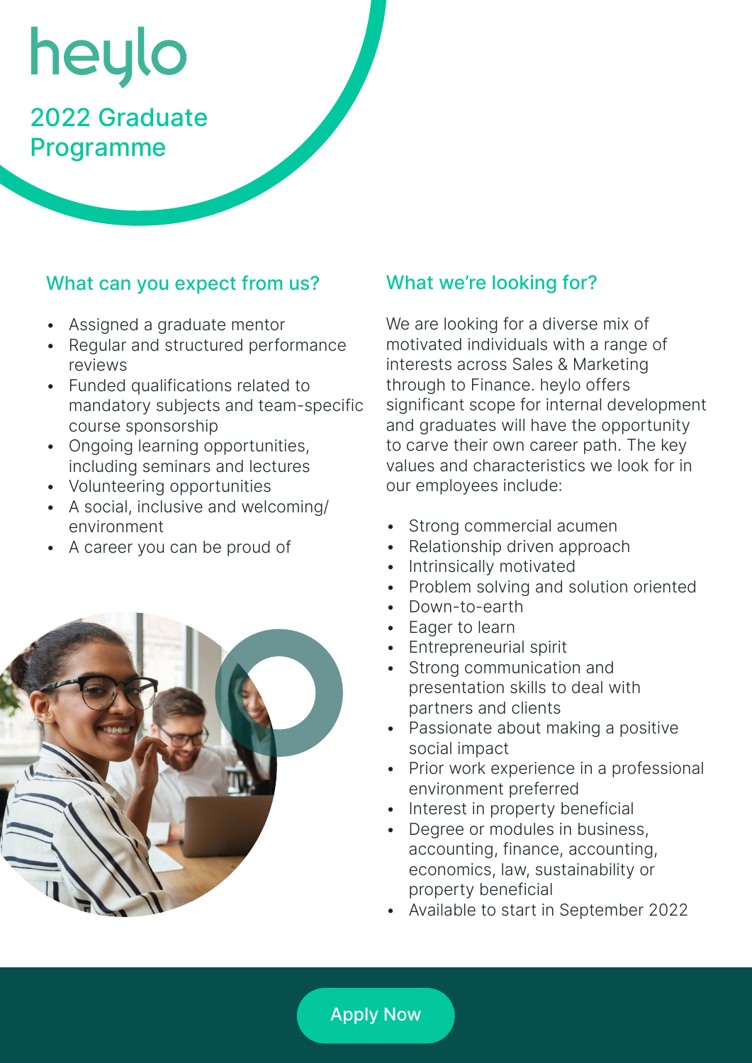heylo

# 2022 Graduate Programme

## What can you expect from us?

- Assigned a graduate mentor
- Regular and structured performance reviews
- Funded qualifications related to mandatory subjects and team-specific course sponsorship
- Ongoing learning opportunities, including seminars and lectures
- Volunteering opportunities
- A social, inclusive and welcoming/ environment
- A career you can be proud of

## What we're looking for?

We are looking for a diverse mix of motivated individuals with a range of interests across Sales & Marketing through to Finance. heylo offers significant scope for internal development and graduates will have the opportunity to carve their own career path. The key values and characteristics we look for in our employees include:

- Strong commercial acumen
- Relationship driven approach
- Intrinsically motivated
- Problem solving and solution oriented
- Down-to-earth
- Eager to learn
- Entrepreneurial spirit
- Strong communication and presentation skills to deal with partners and clients
- Passionate about making a positive social impact
- Prior work experience in a professional environment preferred
- Interest in property beneficial
- Degree or modules in business, accounting, finance, accounting, economics, law, sustainability or property beneficial
- Available to start in September 2022

Apply Now